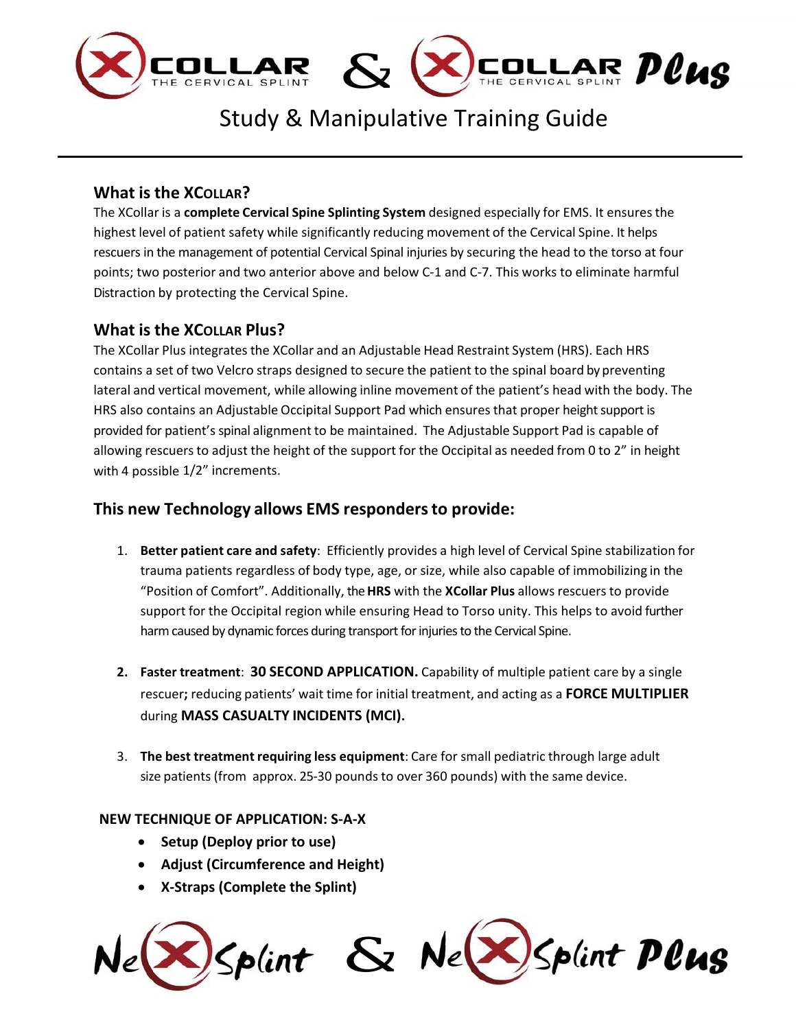# XCOLLAR THE CERVICAL SPLINT & XCOLLAR THE CERVICAL SPLINT Plus

## Study & Manipulative Training Guide

### What is the XCOLLAR?

The XCollar is a **complete Cervical Spine Splinting System** designed especially for EMS. It ensures the highest level of patient safety while significantly reducing movement of the Cervical Spine. It helps rescuers in the management of potential Cervical Spinal injuries by securing the head to the torso at four points; two posterior and two anterior above and below C-1 and C-7. This works to eliminate harmful Distraction by protecting the Cervical Spine.

### What is the XCOLLAR Plus?

The XCollar Plus integrates the XCollar and an Adjustable Head Restraint System (HRS). Each HRS contains a set of two Velcro straps designed to secure the patient to the spinal board by preventing lateral and vertical movement, while allowing inline movement of the patient's head with the body. The HRS also contains an Adjustable Occipital Support Pad which ensures that proper height support is provided for patient's spinal alignment to be maintained. The Adjustable Support Pad is capable of allowing rescuers to adjust the height of the support for the Occipital as needed from 0 to 2" in height with 4 possible 1/2" increments.

### This new Technology allows EMS responders to provide:

1. **Better patient care and safety**: Efficiently provides a high level of Cervical Spine stabilization for trauma patients regardless of body type, age, or size, while also capable of immobilizing in the "Position of Comfort". Additionally, the **HRS** with the **XCollar Plus** allows rescuers to provide support for the Occipital region while ensuring Head to Torso unity. This helps to avoid further harm caused by dynamic forces during transport for injuries to the Cervical Spine.

2. **Faster treatment**: **30 SECOND APPLICATION.** Capability of multiple patient care by a single rescuer**;** reducing patients' wait time for initial treatment, and acting as a **FORCE MULTIPLIER** during **MASS CASUALTY INCIDENTS (MCI).**

3. **The best treatment requiring less equipment**: Care for small pediatric through large adult size patients (from approx. 25-30 pounds to over 360 pounds) with the same device.

**NEW TECHNIQUE OF APPLICATION: S-A-X**

- **Setup (Deploy prior to use)**
- **Adjust (Circumference and Height)**
- **X-Straps (Complete the Splint)**

NeXSplint & NeXSplint Plus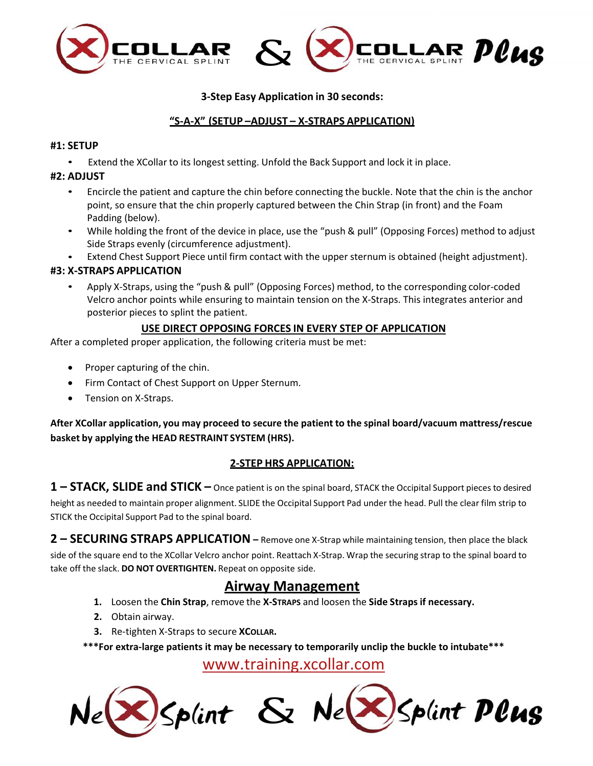# XCOLLAR THE CERVICAL SPLINT & XCOLLAR THE CERVICAL SPLINT Plus

**3-Step Easy Application in 30 seconds:**

**<u>"S-A-X" (SETUP –ADJUST – X-STRAPS APPLICATION)</u>**

**#1: SETUP**

- Extend the XCollar to its longest setting. Unfold the Back Support and lock it in place.

**#2: ADJUST**

- Encircle the patient and capture the chin before connecting the buckle. Note that the chin is the anchor point, so ensure that the chin properly captured between the Chin Strap (in front) and the Foam Padding (below).
- While holding the front of the device in place, use the "push & pull" (Opposing Forces) method to adjust Side Straps evenly (circumference adjustment).
- Extend Chest Support Piece until firm contact with the upper sternum is obtained (height adjustment).

**#3: X-STRAPS APPLICATION**

- Apply X-Straps, using the "push & pull" (Opposing Forces) method, to the corresponding color-coded Velcro anchor points while ensuring to maintain tension on the X-Straps. This integrates anterior and posterior pieces to splint the patient.

**<u>USE DIRECT OPPOSING FORCES IN EVERY STEP OF APPLICATION</u>**

After a completed proper application, the following criteria must be met:

- Proper capturing of the chin.
- Firm Contact of Chest Support on Upper Sternum.
- Tension on X-Straps.

**After XCollar application, you may proceed to secure the patient to the spinal board/vacuum mattress/rescue basket by applying the HEAD RESTRAINT SYSTEM (HRS).**

**<u>2-STEP HRS APPLICATION:</u>**

**1 – STACK, SLIDE and STICK –** Once patient is on the spinal board, STACK the Occipital Support pieces to desired height as needed to maintain proper alignment. SLIDE the Occipital Support Pad under the head. Pull the clear film strip to STICK the Occipital Support Pad to the spinal board.

**2 – SECURING STRAPS APPLICATION –** Remove one X-Strap while maintaining tension, then place the black side of the square end to the XCollar Velcro anchor point. Reattach X-Strap. Wrap the securing strap to the spinal board to take off the slack. **DO NOT OVERTIGHTEN.** Repeat on opposite side.

## <u>Airway Management</u>

1. Loosen the **Chin Strap**, remove the **X-STRAPS** and loosen the **Side Straps if necessary.**
2. Obtain airway.
3. Re-tighten X-Straps to secure **XCOLLAR.**

**\*\*\*For extra-large patients it may be necessary to temporarily unclip the buckle to intubate\*\*\***

www.training.xcollar.com

NeXSplint & NeXSplint Plus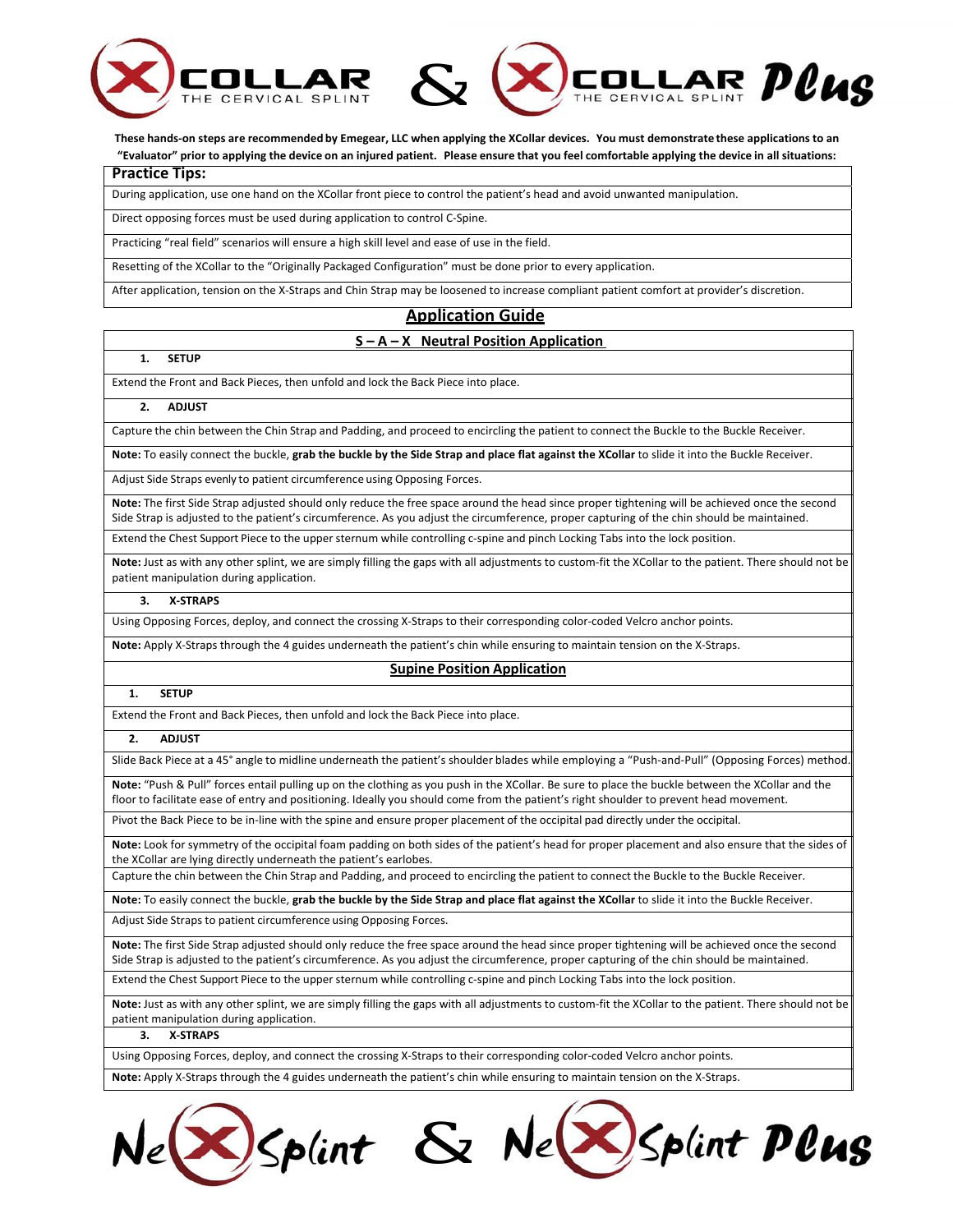# XCOLLAR THE CERVICAL SPLINT & XCOLLAR THE CERVICAL SPLINT Plus

**These hands-on steps are recommended by Emegear, LLC when applying the XCollar devices. You must demonstrate these applications to an "Evaluator" prior to applying the device on an injured patient. Please ensure that you feel comfortable applying the device in all situations:**

| Practice Tips: |
|---|
| During application, use one hand on the XCollar front piece to control the patient's head and avoid unwanted manipulation. |
| Direct opposing forces must be used during application to control C-Spine. |
| Practicing "real field" scenarios will ensure a high skill level and ease of use in the field. |
| Resetting of the XCollar to the "Originally Packaged Configuration" must be done prior to every application. |
| After application, tension on the X-Straps and Chin Strap may be loosened to increase compliant patient comfort at provider's discretion. |

## Application Guide

### S – A – X Neutral Position Application

**1. SETUP**

Extend the Front and Back Pieces, then unfold and lock the Back Piece into place.

**2. ADJUST**

Capture the chin between the Chin Strap and Padding, and proceed to encircling the patient to connect the Buckle to the Buckle Receiver.

**Note:** To easily connect the buckle, **grab the buckle by the Side Strap and place flat against the XCollar** to slide it into the Buckle Receiver.

Adjust Side Straps evenly to patient circumference using Opposing Forces.

**Note:** The first Side Strap adjusted should only reduce the free space around the head since proper tightening will be achieved once the second Side Strap is adjusted to the patient's circumference. As you adjust the circumference, proper capturing of the chin should be maintained.

Extend the Chest Support Piece to the upper sternum while controlling c-spine and pinch Locking Tabs into the lock position.

**Note:** Just as with any other splint, we are simply filling the gaps with all adjustments to custom-fit the XCollar to the patient. There should not be patient manipulation during application.

**3. X-STRAPS**

Using Opposing Forces, deploy, and connect the crossing X-Straps to their corresponding color-coded Velcro anchor points.

**Note:** Apply X-Straps through the 4 guides underneath the patient's chin while ensuring to maintain tension on the X-Straps.

### Supine Position Application

**1. SETUP**

Extend the Front and Back Pieces, then unfold and lock the Back Piece into place.

**2. ADJUST**

Slide Back Piece at a 45° angle to midline underneath the patient's shoulder blades while employing a "Push-and-Pull" (Opposing Forces) method.

**Note:** "Push & Pull" forces entail pulling up on the clothing as you push in the XCollar. Be sure to place the buckle between the XCollar and the floor to facilitate ease of entry and positioning. Ideally you should come from the patient's right shoulder to prevent head movement.

Pivot the Back Piece to be in-line with the spine and ensure proper placement of the occipital pad directly under the occipital.

**Note:** Look for symmetry of the occipital foam padding on both sides of the patient's head for proper placement and also ensure that the sides of the XCollar are lying directly underneath the patient's earlobes.

Capture the chin between the Chin Strap and Padding, and proceed to encircling the patient to connect the Buckle to the Buckle Receiver.

**Note:** To easily connect the buckle, **grab the buckle by the Side Strap and place flat against the XCollar** to slide it into the Buckle Receiver.

Adjust Side Straps to patient circumference using Opposing Forces.

**Note:** The first Side Strap adjusted should only reduce the free space around the head since proper tightening will be achieved once the second Side Strap is adjusted to the patient's circumference. As you adjust the circumference, proper capturing of the chin should be maintained.

Extend the Chest Support Piece to the upper sternum while controlling c-spine and pinch Locking Tabs into the lock position.

**Note:** Just as with any other splint, we are simply filling the gaps with all adjustments to custom-fit the XCollar to the patient. There should not be patient manipulation during application.

**3. X-STRAPS**

Using Opposing Forces, deploy, and connect the crossing X-Straps to their corresponding color-coded Velcro anchor points.

**Note:** Apply X-Straps through the 4 guides underneath the patient's chin while ensuring to maintain tension on the X-Straps.

NeXSplint & NeXSplint Plus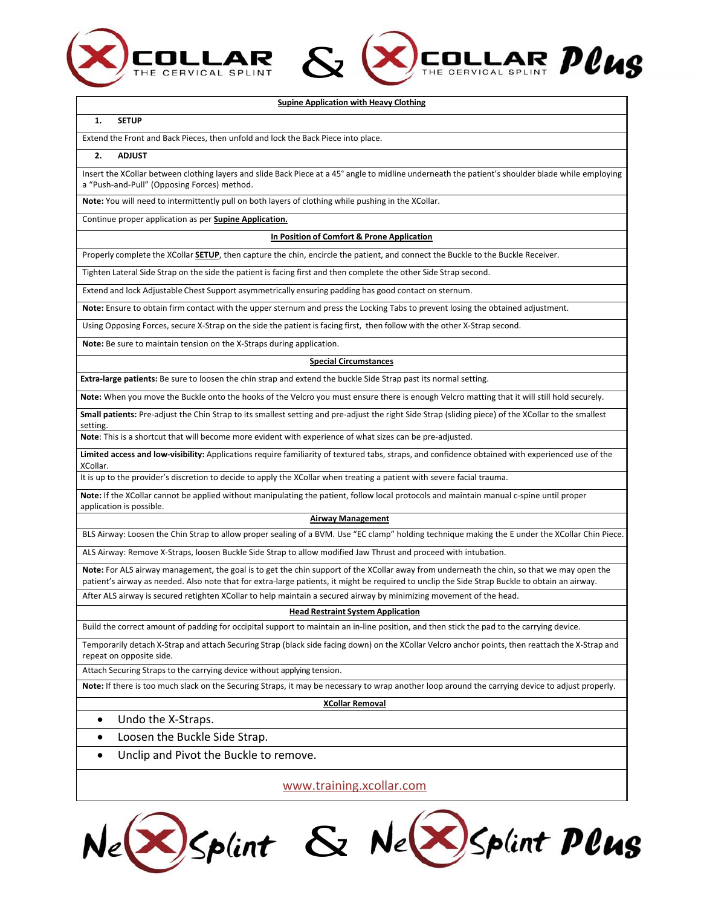## Supine Application with Heavy Clothing

1. **SETUP**

Extend the Front and Back Pieces, then unfold and lock the Back Piece into place.

2. **ADJUST**

Insert the XCollar between clothing layers and slide Back Piece at a 45° angle to midline underneath the patient's shoulder blade while employing a "Push-and-Pull" (Opposing Forces) method.

**Note:** You will need to intermittently pull on both layers of clothing while pushing in the XCollar.

Continue proper application as per **Supine Application.**

## In Position of Comfort & Prone Application

Properly complete the XCollar **SETUP**, then capture the chin, encircle the patient, and connect the Buckle to the Buckle Receiver.

Tighten Lateral Side Strap on the side the patient is facing first and then complete the other Side Strap second.

Extend and lock Adjustable Chest Support asymmetrically ensuring padding has good contact on sternum.

**Note:** Ensure to obtain firm contact with the upper sternum and press the Locking Tabs to prevent losing the obtained adjustment.

Using Opposing Forces, secure X-Strap on the side the patient is facing first, then follow with the other X-Strap second.

**Note:** Be sure to maintain tension on the X-Straps during application.

## Special Circumstances

**Extra-large patients:** Be sure to loosen the chin strap and extend the buckle Side Strap past its normal setting.

**Note:** When you move the Buckle onto the hooks of the Velcro you must ensure there is enough Velcro matting that it will still hold securely.

**Small patients:** Pre-adjust the Chin Strap to its smallest setting and pre-adjust the right Side Strap (sliding piece) of the XCollar to the smallest setting.

**Note**: This is a shortcut that will become more evident with experience of what sizes can be pre-adjusted.

**Limited access and low-visibility:** Applications require familiarity of textured tabs, straps, and confidence obtained with experienced use of the XCollar.

It is up to the provider's discretion to decide to apply the XCollar when treating a patient with severe facial trauma.

**Note:** If the XCollar cannot be applied without manipulating the patient, follow local protocols and maintain manual c-spine until proper application is possible.

## Airway Management

BLS Airway: Loosen the Chin Strap to allow proper sealing of a BVM. Use "EC clamp" holding technique making the E under the XCollar Chin Piece.

ALS Airway: Remove X-Straps, loosen Buckle Side Strap to allow modified Jaw Thrust and proceed with intubation.

**Note:** For ALS airway management, the goal is to get the chin support of the XCollar away from underneath the chin, so that we may open the patient's airway as needed. Also note that for extra-large patients, it might be required to unclip the Side Strap Buckle to obtain an airway.

After ALS airway is secured retighten XCollar to help maintain a secured airway by minimizing movement of the head.

## Head Restraint System Application

Build the correct amount of padding for occipital support to maintain an in-line position, and then stick the pad to the carrying device.

Temporarily detach X-Strap and attach Securing Strap (black side facing down) on the XCollar Velcro anchor points, then reattach the X-Strap and repeat on opposite side.

Attach Securing Straps to the carrying device without applying tension.

**Note:** If there is too much slack on the Securing Straps, it may be necessary to wrap another loop around the carrying device to adjust properly.

## XCollar Removal

- Undo the X-Straps.
- Loosen the Buckle Side Strap.
- Unclip and Pivot the Buckle to remove.

www.training.xcollar.com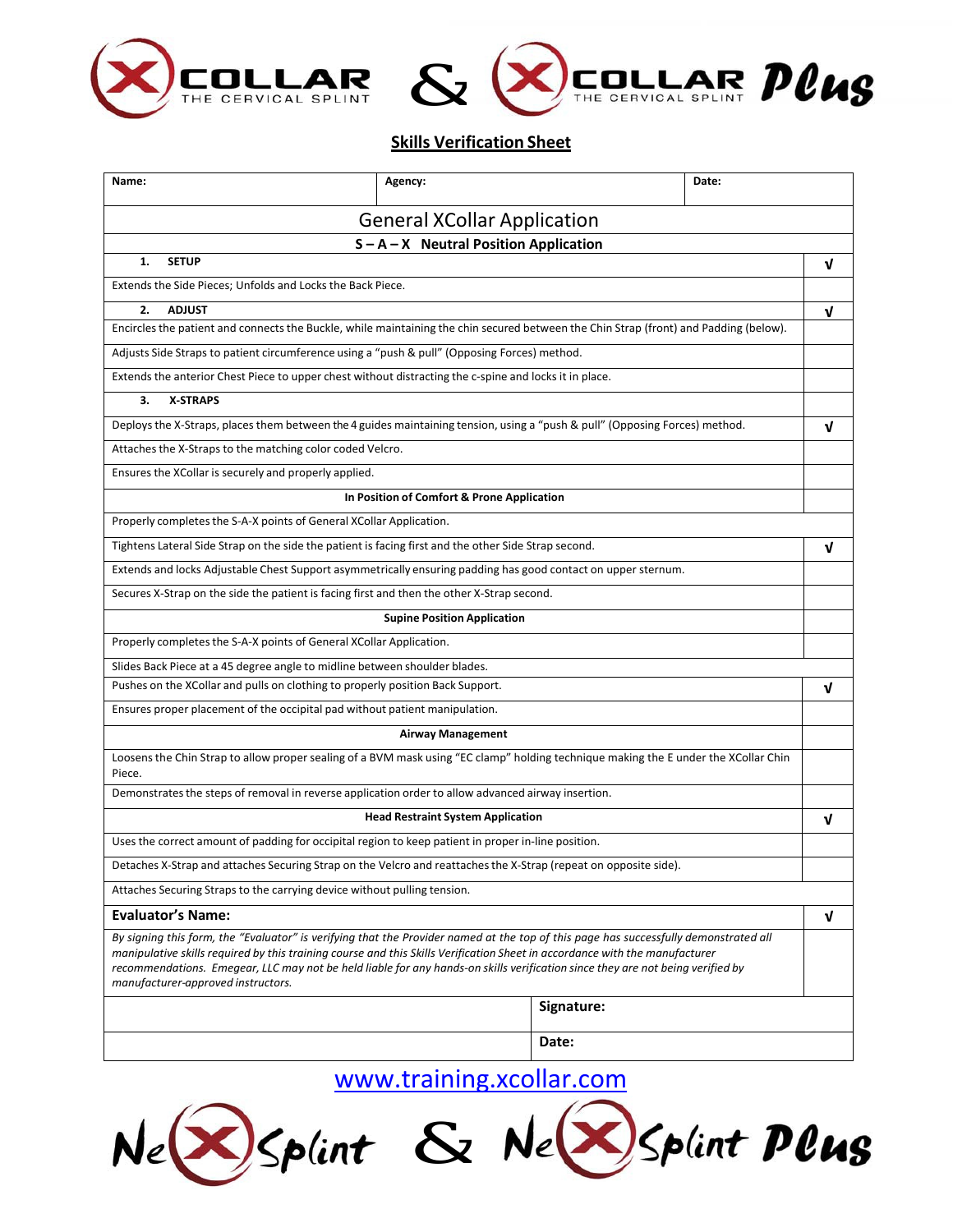# XCOLLAR THE CERVICAL SPLINT & XCOLLAR THE CERVICAL SPLINT Plus

## Skills Verification Sheet

| Name: | Agency: | Date: |
|---|---|---|

| General XCollar Application | |
|---|---|
| **S – A – X Neutral Position Application** | |
| **1. SETUP** | √ |
| Extends the Side Pieces; Unfolds and Locks the Back Piece. | |
| **2. ADJUST** | √ |
| Encircles the patient and connects the Buckle, while maintaining the chin secured between the Chin Strap (front) and Padding (below). | |
| Adjusts Side Straps to patient circumference using a "push & pull" (Opposing Forces) method. | |
| Extends the anterior Chest Piece to upper chest without distracting the c-spine and locks it in place. | |
| **3. X-STRAPS** | |
| Deploys the X-Straps, places them between the 4 guides maintaining tension, using a "push & pull" (Opposing Forces) method. | √ |
| Attaches the X-Straps to the matching color coded Velcro. | |
| Ensures the XCollar is securely and properly applied. | |
| **In Position of Comfort & Prone Application** | |
| Properly completes the S-A-X points of General XCollar Application. | |
| Tightens Lateral Side Strap on the side the patient is facing first and the other Side Strap second. | √ |
| Extends and locks Adjustable Chest Support asymmetrically ensuring padding has good contact on upper sternum. | |
| Secures X-Strap on the side the patient is facing first and then the other X-Strap second. | |
| **Supine Position Application** | |
| Properly completes the S-A-X points of General XCollar Application. | |
| Slides Back Piece at a 45 degree angle to midline between shoulder blades. | |
| Pushes on the XCollar and pulls on clothing to properly position Back Support. | √ |
| Ensures proper placement of the occipital pad without patient manipulation. | |
| **Airway Management** | |
| Loosens the Chin Strap to allow proper sealing of a BVM mask using "EC clamp" holding technique making the E under the XCollar Chin Piece. | |
| Demonstrates the steps of removal in reverse application order to allow advanced airway insertion. | |
| **Head Restraint System Application** | √ |
| Uses the correct amount of padding for occipital region to keep patient in proper in-line position. | |
| Detaches X-Strap and attaches Securing Strap on the Velcro and reattaches the X-Strap (repeat on opposite side). | |
| Attaches Securing Straps to the carrying device without pulling tension. | |
| **Evaluator's Name:** | √ |
| *By signing this form, the "Evaluator" is verifying that the Provider named at the top of this page has successfully demonstrated all manipulative skills required by this training course and this Skills Verification Sheet in accordance with the manufacturer recommendations. Emegear, LLC may not be held liable for any hands-on skills verification since they are not being verified by manufacturer-approved instructors.* | |

| | |
|---|---|
| | **Signature:** |
| | **Date:** |

www.training.xcollar.com

NeXSplint & NeXSplint Plus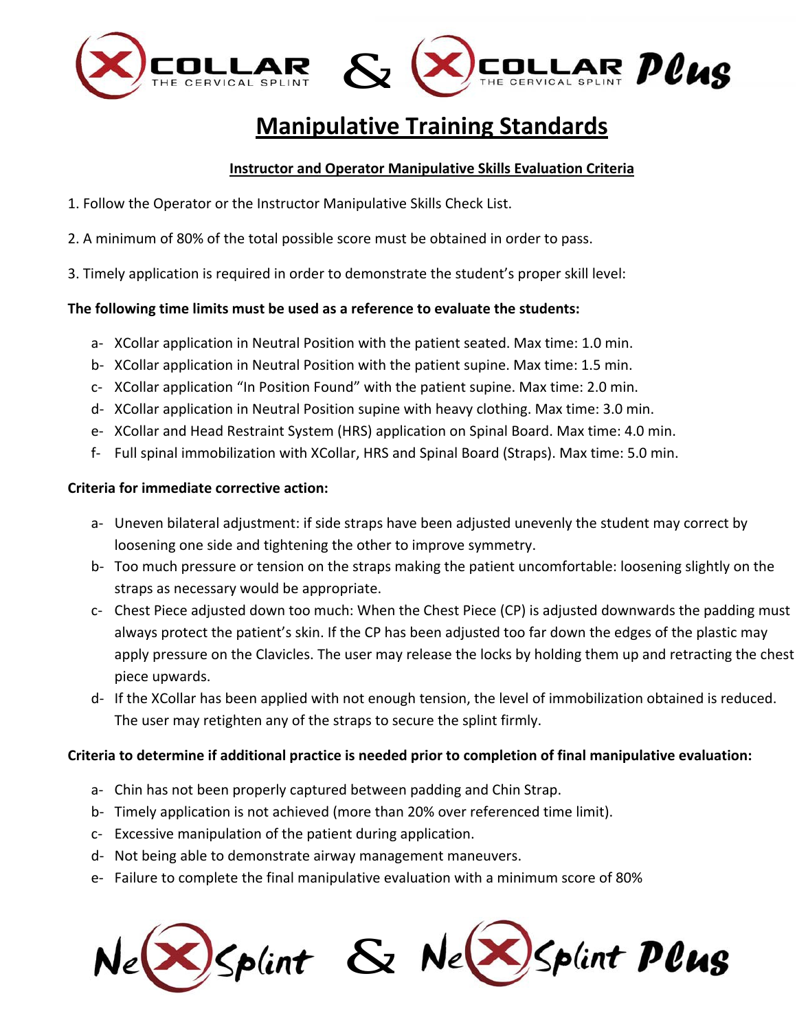# Manipulative Training Standards

## Instructor and Operator Manipulative Skills Evaluation Criteria

1. Follow the Operator or the Instructor Manipulative Skills Check List.

2. A minimum of 80% of the total possible score must be obtained in order to pass.

3. Timely application is required in order to demonstrate the student's proper skill level:

**The following time limits must be used as a reference to evaluate the students:**

- a- XCollar application in Neutral Position with the patient seated. Max time: 1.0 min.
- b- XCollar application in Neutral Position with the patient supine. Max time: 1.5 min.
- c- XCollar application "In Position Found" with the patient supine. Max time: 2.0 min.
- d- XCollar application in Neutral Position supine with heavy clothing. Max time: 3.0 min.
- e- XCollar and Head Restraint System (HRS) application on Spinal Board. Max time: 4.0 min.
- f- Full spinal immobilization with XCollar, HRS and Spinal Board (Straps). Max time: 5.0 min.

**Criteria for immediate corrective action:**

- a- Uneven bilateral adjustment: if side straps have been adjusted unevenly the student may correct by loosening one side and tightening the other to improve symmetry.
- b- Too much pressure or tension on the straps making the patient uncomfortable: loosening slightly on the straps as necessary would be appropriate.
- c- Chest Piece adjusted down too much: When the Chest Piece (CP) is adjusted downwards the padding must always protect the patient's skin. If the CP has been adjusted too far down the edges of the plastic may apply pressure on the Clavicles. The user may release the locks by holding them up and retracting the chest piece upwards.
- d- If the XCollar has been applied with not enough tension, the level of immobilization obtained is reduced. The user may retighten any of the straps to secure the splint firmly.

**Criteria to determine if additional practice is needed prior to completion of final manipulative evaluation:**

- a- Chin has not been properly captured between padding and Chin Strap.
- b- Timely application is not achieved (more than 20% over referenced time limit).
- c- Excessive manipulation of the patient during application.
- d- Not being able to demonstrate airway management maneuvers.
- e- Failure to complete the final manipulative evaluation with a minimum score of 80%